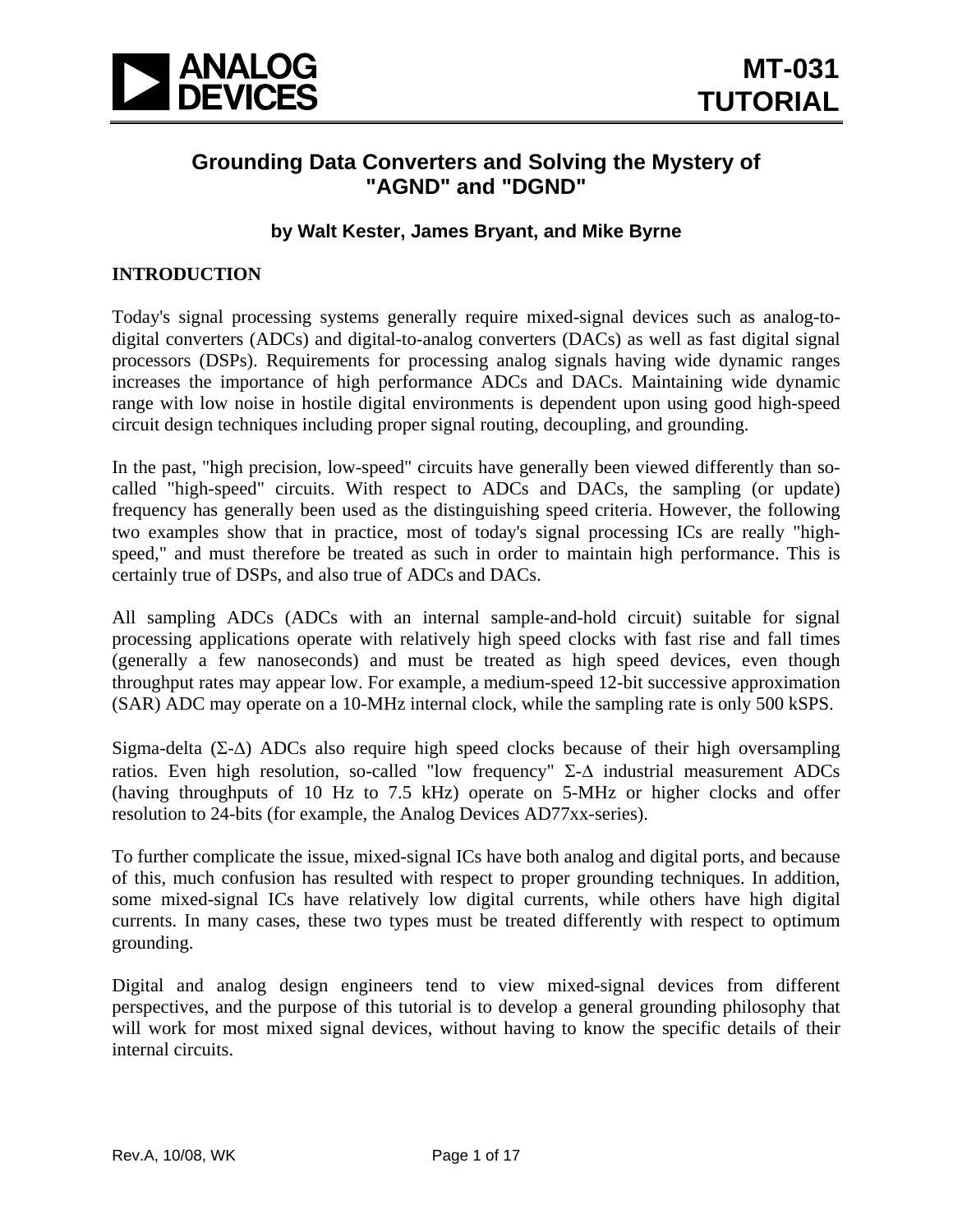# Grounding Data Converters and Solving the Mystery of "AGND" and "DGND"

### by Walt Kester, James Bryant, and Mike Byrne

## INTRODUCTION

Today's signal processing systems generally require mixed-signal devices such as analog-to-digital converters (ADCs) and digital-to-analog converters (DACs) as well as fast digital signal processors (DSPs). Requirements for processing analog signals having wide dynamic ranges increases the importance of high performance ADCs and DACs. Maintaining wide dynamic range with low noise in hostile digital environments is dependent upon using good high-speed circuit design techniques including proper signal routing, decoupling, and grounding.

In the past, "high precision, low-speed" circuits have generally been viewed differently than so-called "high-speed" circuits. With respect to ADCs and DACs, the sampling (or update) frequency has generally been used as the distinguishing speed criteria. However, the following two examples show that in practice, most of today's signal processing ICs are really "high-speed," and must therefore be treated as such in order to maintain high performance. This is certainly true of DSPs, and also true of ADCs and DACs.

All sampling ADCs (ADCs with an internal sample-and-hold circuit) suitable for signal processing applications operate with relatively high speed clocks with fast rise and fall times (generally a few nanoseconds) and must be treated as high speed devices, even though throughput rates may appear low. For example, a medium-speed 12-bit successive approximation (SAR) ADC may operate on a 10-MHz internal clock, while the sampling rate is only 500 kSPS.

Sigma-delta ($\Sigma$-$\Delta$) ADCs also require high speed clocks because of their high oversampling ratios. Even high resolution, so-called "low frequency" $\Sigma$-$\Delta$ industrial measurement ADCs (having throughputs of 10 Hz to 7.5 kHz) operate on 5-MHz or higher clocks and offer resolution to 24-bits (for example, the Analog Devices AD77xx-series).

To further complicate the issue, mixed-signal ICs have both analog and digital ports, and because of this, much confusion has resulted with respect to proper grounding techniques. In addition, some mixed-signal ICs have relatively low digital currents, while others have high digital currents. In many cases, these two types must be treated differently with respect to optimum grounding.

Digital and analog design engineers tend to view mixed-signal devices from different perspectives, and the purpose of this tutorial is to develop a general grounding philosophy that will work for most mixed signal devices, without having to know the specific details of their internal circuits.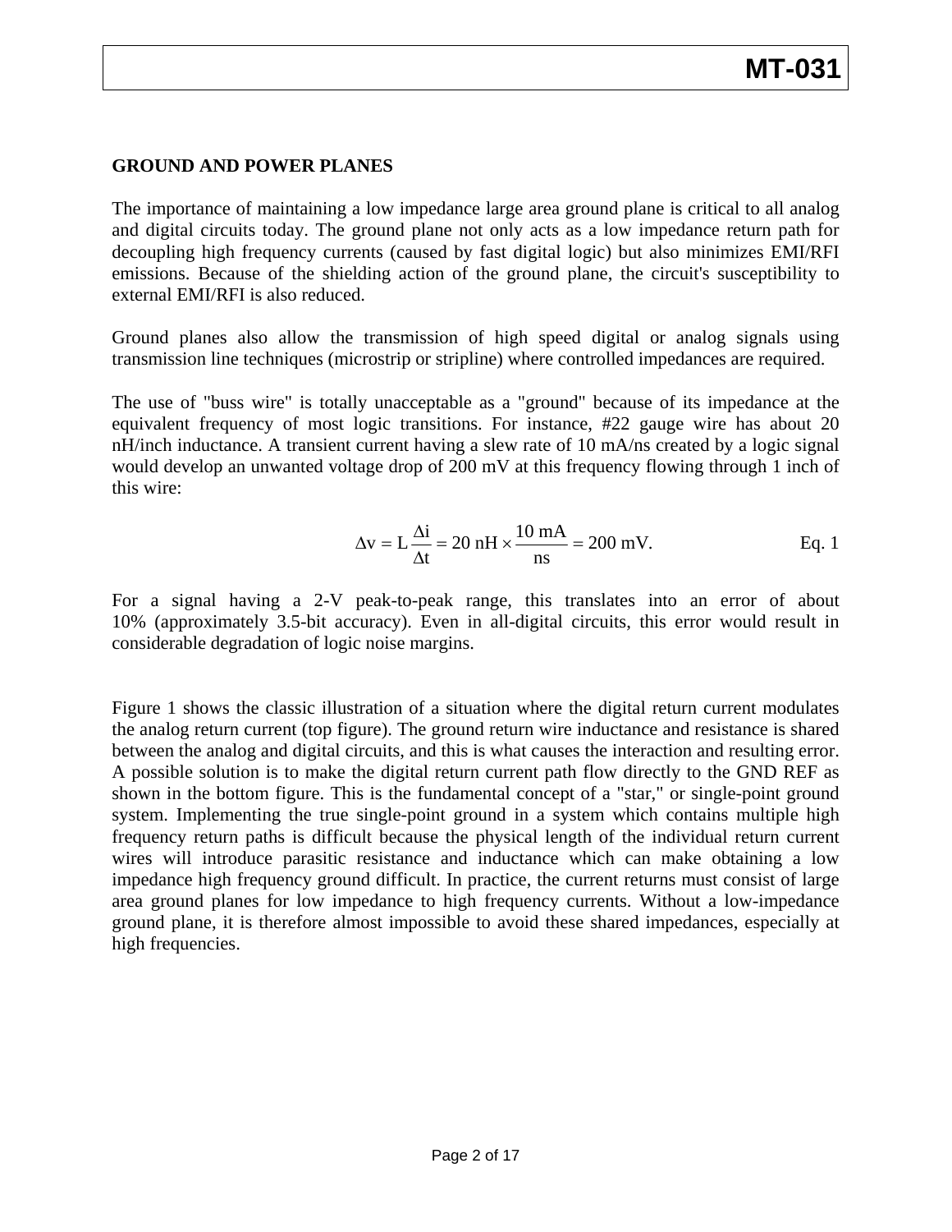## GROUND AND POWER PLANES

The importance of maintaining a low impedance large area ground plane is critical to all analog and digital circuits today. The ground plane not only acts as a low impedance return path for decoupling high frequency currents (caused by fast digital logic) but also minimizes EMI/RFI emissions. Because of the shielding action of the ground plane, the circuit's susceptibility to external EMI/RFI is also reduced.

Ground planes also allow the transmission of high speed digital or analog signals using transmission line techniques (microstrip or stripline) where controlled impedances are required.

The use of "buss wire" is totally unacceptable as a "ground" because of its impedance at the equivalent frequency of most logic transitions. For instance, #22 gauge wire has about 20 nH/inch inductance. A transient current having a slew rate of 10 mA/ns created by a logic signal would develop an unwanted voltage drop of 200 mV at this frequency flowing through 1 inch of this wire:

$$\Delta v = L \frac{\Delta i}{\Delta t} = 20 \text{ nH} \times \frac{10 \text{ mA}}{\text{ns}} = 200 \text{ mV}. \qquad \text{Eq. 1}$$

For a signal having a 2-V peak-to-peak range, this translates into an error of about 10% (approximately 3.5-bit accuracy). Even in all-digital circuits, this error would result in considerable degradation of logic noise margins.

Figure 1 shows the classic illustration of a situation where the digital return current modulates the analog return current (top figure). The ground return wire inductance and resistance is shared between the analog and digital circuits, and this is what causes the interaction and resulting error. A possible solution is to make the digital return current path flow directly to the GND REF as shown in the bottom figure. This is the fundamental concept of a "star," or single-point ground system. Implementing the true single-point ground in a system which contains multiple high frequency return paths is difficult because the physical length of the individual return current wires will introduce parasitic resistance and inductance which can make obtaining a low impedance high frequency ground difficult. In practice, the current returns must consist of large area ground planes for low impedance to high frequency currents. Without a low-impedance ground plane, it is therefore almost impossible to avoid these shared impedances, especially at high frequencies.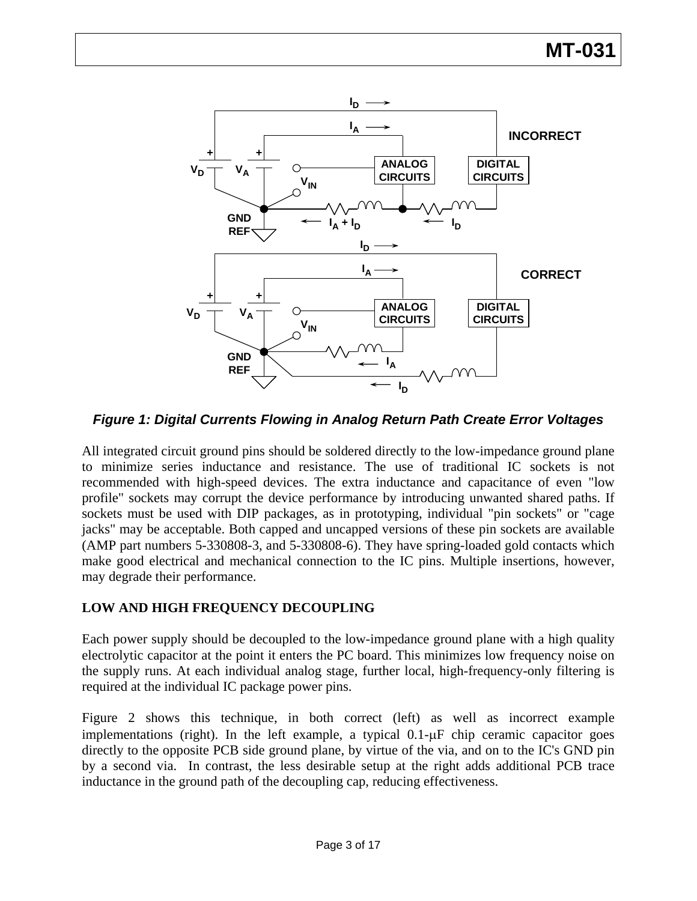*Figure 1: Digital Currents Flowing in Analog Return Path Create Error Voltages*

All integrated circuit ground pins should be soldered directly to the low-impedance ground plane to minimize series inductance and resistance. The use of traditional IC sockets is not recommended with high-speed devices. The extra inductance and capacitance of even "low profile" sockets may corrupt the device performance by introducing unwanted shared paths. If sockets must be used with DIP packages, as in prototyping, individual "pin sockets" or "cage jacks" may be acceptable. Both capped and uncapped versions of these pin sockets are available (AMP part numbers 5-330808-3, and 5-330808-6). They have spring-loaded gold contacts which make good electrical and mechanical connection to the IC pins. Multiple insertions, however, may degrade their performance.

## LOW AND HIGH FREQUENCY DECOUPLING

Each power supply should be decoupled to the low-impedance ground plane with a high quality electrolytic capacitor at the point it enters the PC board. This minimizes low frequency noise on the supply runs. At each individual analog stage, further local, high-frequency-only filtering is required at the individual IC package power pins.

Figure 2 shows this technique, in both correct (left) as well as incorrect example implementations (right). In the left example, a typical 0.1-μF chip ceramic capacitor goes directly to the opposite PCB side ground plane, by virtue of the via, and on to the IC's GND pin by a second via. In contrast, the less desirable setup at the right adds additional PCB trace inductance in the ground path of the decoupling cap, reducing effectiveness.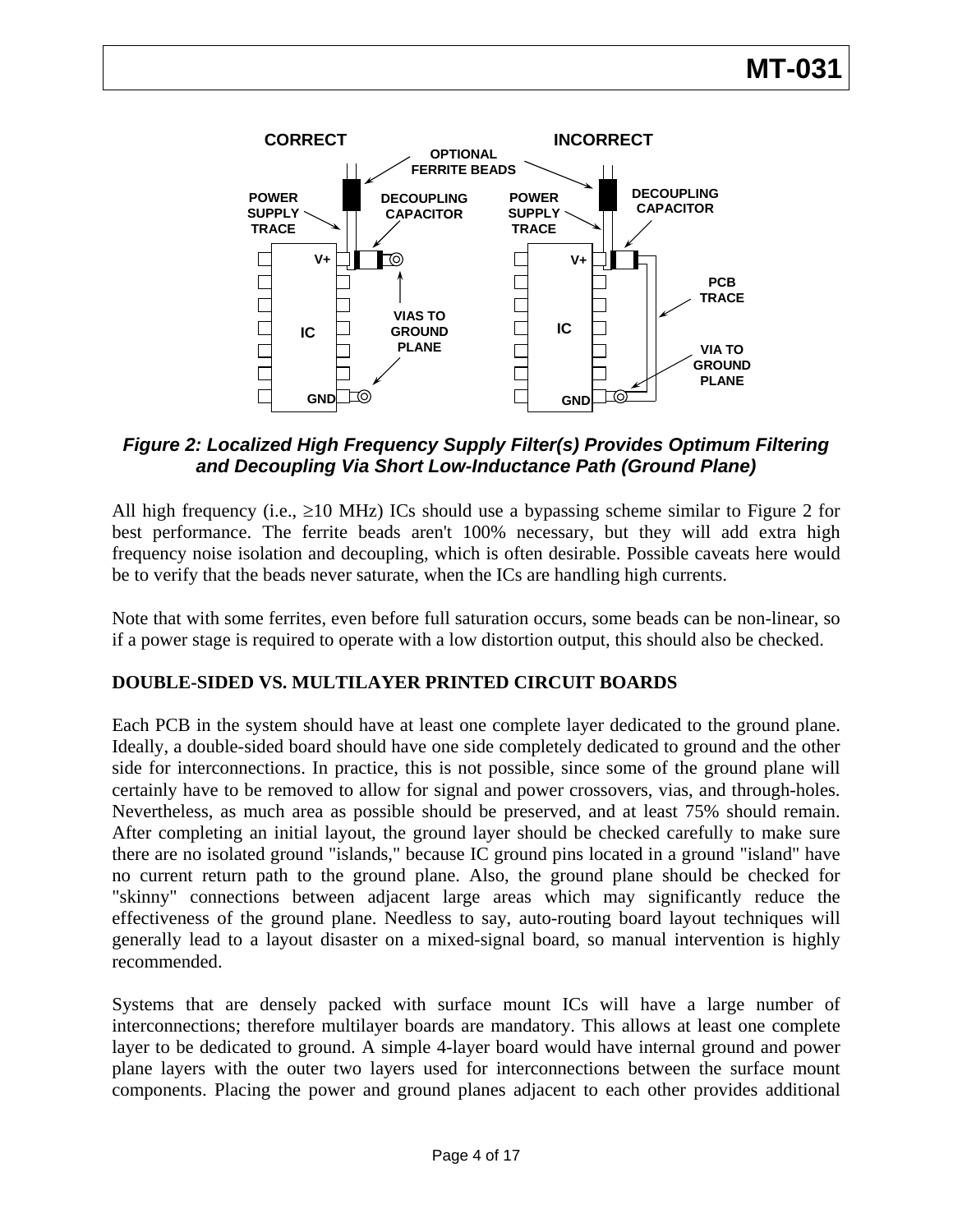CORRECT

INCORRECT

OPTIONAL FERRITE BEADS

POWER SUPPLY TRACE

DECOUPLING CAPACITOR

V+

IC

GND

VIAS TO GROUND PLANE

PCB TRACE

VIA TO GROUND PLANE

***Figure 2: Localized High Frequency Supply Filter(s) Provides Optimum Filtering and Decoupling Via Short Low-Inductance Path (Ground Plane)***

All high frequency (i.e., ≥10 MHz) ICs should use a bypassing scheme similar to Figure 2 for best performance. The ferrite beads aren't 100% necessary, but they will add extra high frequency noise isolation and decoupling, which is often desirable. Possible caveats here would be to verify that the beads never saturate, when the ICs are handling high currents.

Note that with some ferrites, even before full saturation occurs, some beads can be non-linear, so if a power stage is required to operate with a low distortion output, this should also be checked.

## DOUBLE-SIDED VS. MULTILAYER PRINTED CIRCUIT BOARDS

Each PCB in the system should have at least one complete layer dedicated to the ground plane. Ideally, a double-sided board should have one side completely dedicated to ground and the other side for interconnections. In practice, this is not possible, since some of the ground plane will certainly have to be removed to allow for signal and power crossovers, vias, and through-holes. Nevertheless, as much area as possible should be preserved, and at least 75% should remain. After completing an initial layout, the ground layer should be checked carefully to make sure there are no isolated ground "islands," because IC ground pins located in a ground "island" have no current return path to the ground plane. Also, the ground plane should be checked for "skinny" connections between adjacent large areas which may significantly reduce the effectiveness of the ground plane. Needless to say, auto-routing board layout techniques will generally lead to a layout disaster on a mixed-signal board, so manual intervention is highly recommended.

Systems that are densely packed with surface mount ICs will have a large number of interconnections; therefore multilayer boards are mandatory. This allows at least one complete layer to be dedicated to ground. A simple 4-layer board would have internal ground and power plane layers with the outer two layers used for interconnections between the surface mount components. Placing the power and ground planes adjacent to each other provides additional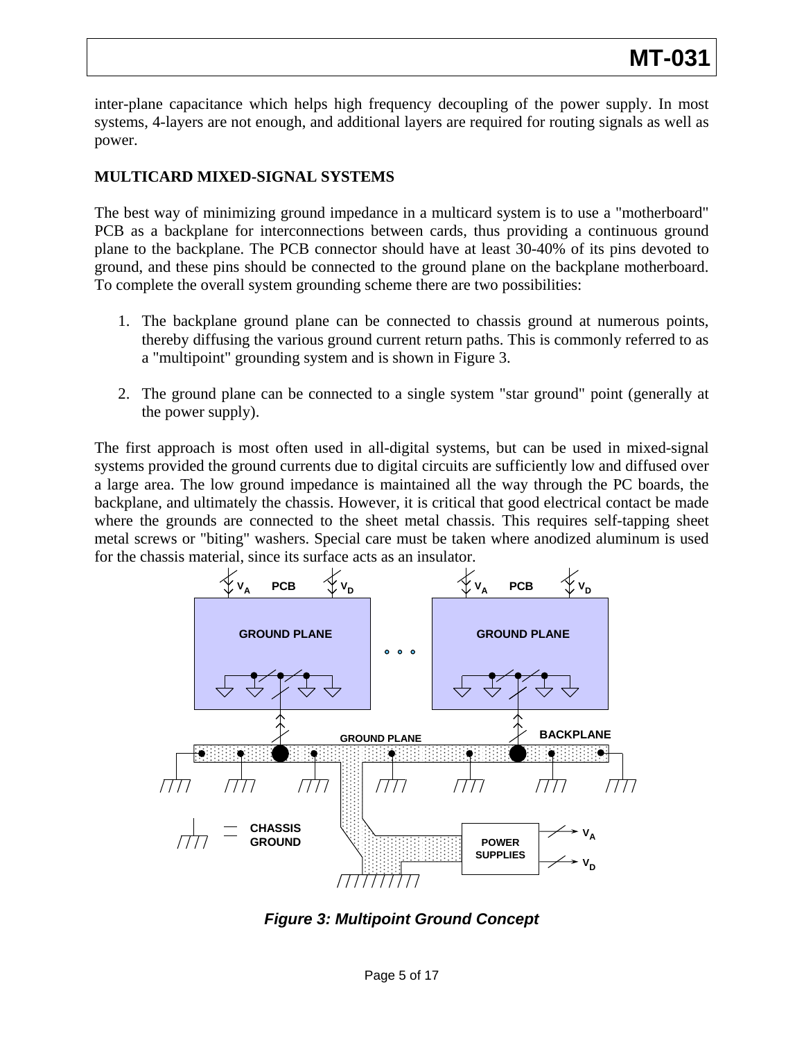inter-plane capacitance which helps high frequency decoupling of the power supply. In most systems, 4-layers are not enough, and additional layers are required for routing signals as well as power.

## MULTICARD MIXED-SIGNAL SYSTEMS

The best way of minimizing ground impedance in a multicard system is to use a "motherboard" PCB as a backplane for interconnections between cards, thus providing a continuous ground plane to the backplane. The PCB connector should have at least 30-40% of its pins devoted to ground, and these pins should be connected to the ground plane on the backplane motherboard. To complete the overall system grounding scheme there are two possibilities:

1. The backplane ground plane can be connected to chassis ground at numerous points, thereby diffusing the various ground current return paths. This is commonly referred to as a "multipoint" grounding system and is shown in Figure 3.

2. The ground plane can be connected to a single system "star ground" point (generally at the power supply).

The first approach is most often used in all-digital systems, but can be used in mixed-signal systems provided the ground currents due to digital circuits are sufficiently low and diffused over a large area. The low ground impedance is maintained all the way through the PC boards, the backplane, and ultimately the chassis. However, it is critical that good electrical contact be made where the grounds are connected to the sheet metal chassis. This requires self-tapping sheet metal screws or "biting" washers. Special care must be taken where anodized aluminum is used for the chassis material, since its surface acts as an insulator.

***Figure 3: Multipoint Ground Concept***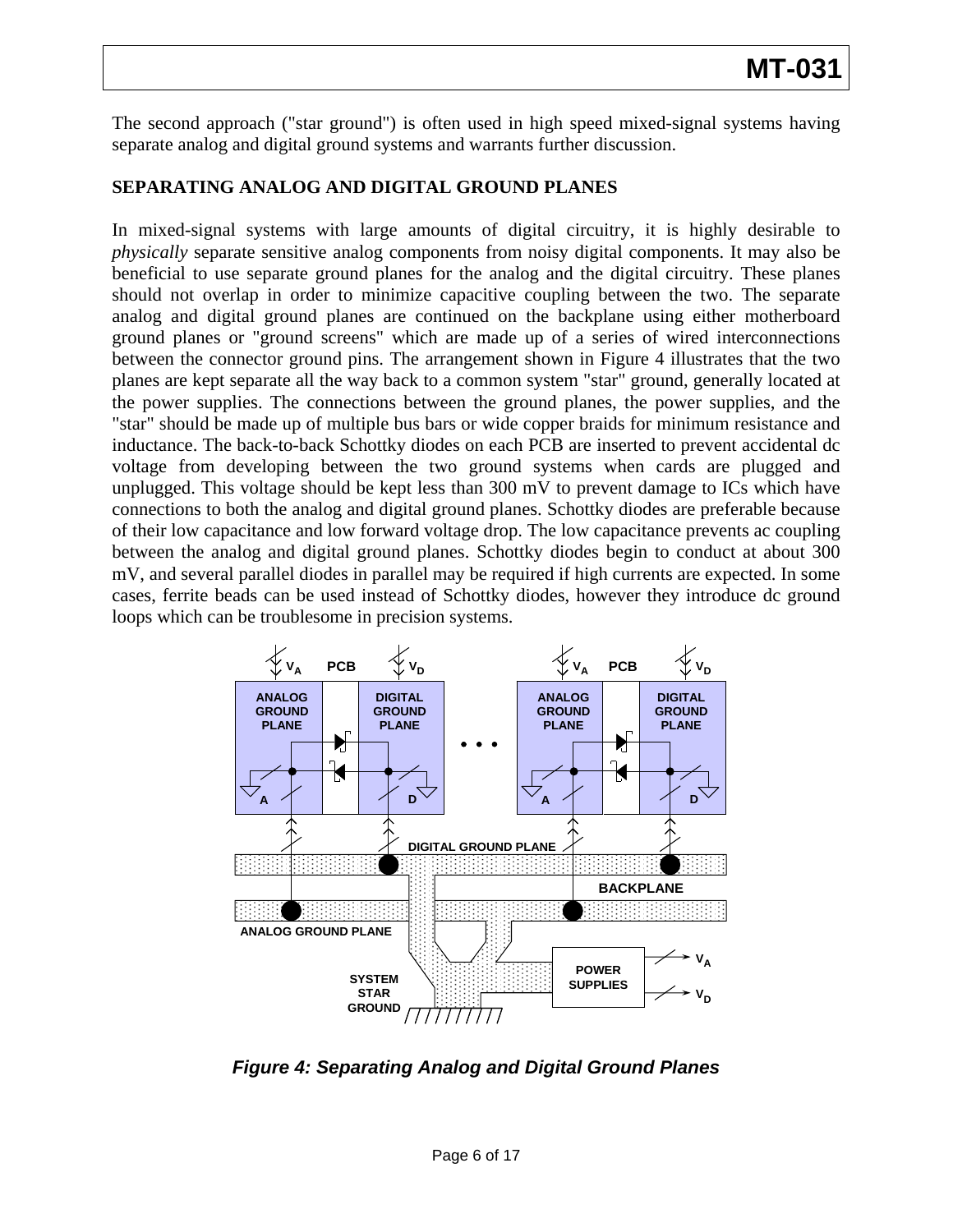The second approach ("star ground") is often used in high speed mixed-signal systems having separate analog and digital ground systems and warrants further discussion.

## SEPARATING ANALOG AND DIGITAL GROUND PLANES

In mixed-signal systems with large amounts of digital circuitry, it is highly desirable to *physically* separate sensitive analog components from noisy digital components. It may also be beneficial to use separate ground planes for the analog and the digital circuitry. These planes should not overlap in order to minimize capacitive coupling between the two. The separate analog and digital ground planes are continued on the backplane using either motherboard ground planes or "ground screens" which are made up of a series of wired interconnections between the connector ground pins. The arrangement shown in Figure 4 illustrates that the two planes are kept separate all the way back to a common system "star" ground, generally located at the power supplies. The connections between the ground planes, the power supplies, and the "star" should be made up of multiple bus bars or wide copper braids for minimum resistance and inductance. The back-to-back Schottky diodes on each PCB are inserted to prevent accidental dc voltage from developing between the two ground systems when cards are plugged and unplugged. This voltage should be kept less than 300 mV to prevent damage to ICs which have connections to both the analog and digital ground planes. Schottky diodes are preferable because of their low capacitance and low forward voltage drop. The low capacitance prevents ac coupling between the analog and digital ground planes. Schottky diodes begin to conduct at about 300 mV, and several parallel diodes in parallel may be required if high currents are expected. In some cases, ferrite beads can be used instead of Schottky diodes, however they introduce dc ground loops which can be troublesome in precision systems.

$V_A$ PCB $V_D$ $V_A$ PCB $V_D$

ANALOG GROUND PLANE

DIGITAL GROUND PLANE

A D

DIGITAL GROUND PLANE

BACKPLANE

ANALOG GROUND PLANE

SYSTEM STAR GROUND

POWER SUPPLIES

$V_A$

$V_D$

***Figure 4: Separating Analog and Digital Ground Planes***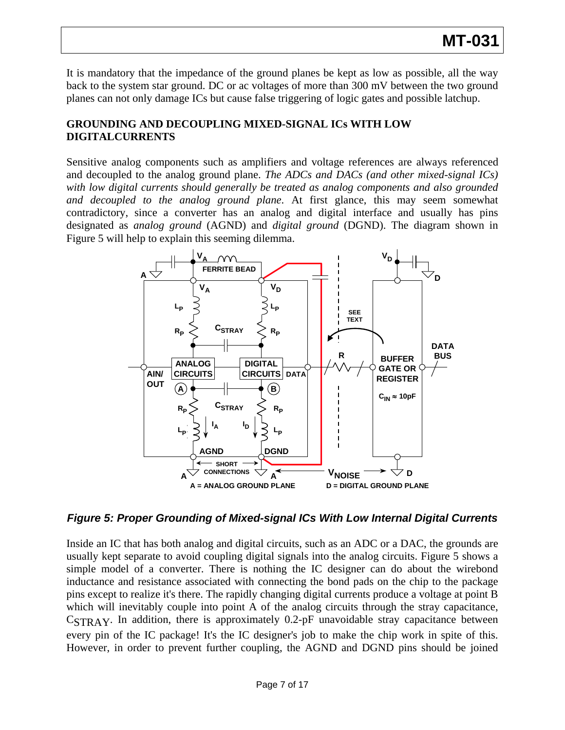It is mandatory that the impedance of the ground planes be kept as low as possible, all the way back to the system star ground. DC or ac voltages of more than 300 mV between the two ground planes can not only damage ICs but cause false triggering of logic gates and possible latchup.

## GROUNDING AND DECOUPLING MIXED-SIGNAL ICs WITH LOW DIGITALCURRENTS

Sensitive analog components such as amplifiers and voltage references are always referenced and decoupled to the analog ground plane. *The ADCs and DACs (and other mixed-signal ICs) with low digital currents should generally be treated as analog components and also grounded and decoupled to the analog ground plane.* At first glance, this may seem somewhat contradictory, since a converter has an analog and digital interface and usually has pins designated as *analog ground* (AGND) and *digital ground* (DGND). The diagram shown in Figure 5 will help to explain this seeming dilemma.

***Figure 5: Proper Grounding of Mixed-signal ICs With Low Internal Digital Currents***

Inside an IC that has both analog and digital circuits, such as an ADC or a DAC, the grounds are usually kept separate to avoid coupling digital signals into the analog circuits. Figure 5 shows a simple model of a converter. There is nothing the IC designer can do about the wirebond inductance and resistance associated with connecting the bond pads on the chip to the package pins except to realize it's there. The rapidly changing digital currents produce a voltage at point B which will inevitably couple into point A of the analog circuits through the stray capacitance, $C_{STRAY}$. In addition, there is approximately 0.2-pF unavoidable stray capacitance between every pin of the IC package! It's the IC designer's job to make the chip work in spite of this. However, in order to prevent further coupling, the AGND and DGND pins should be joined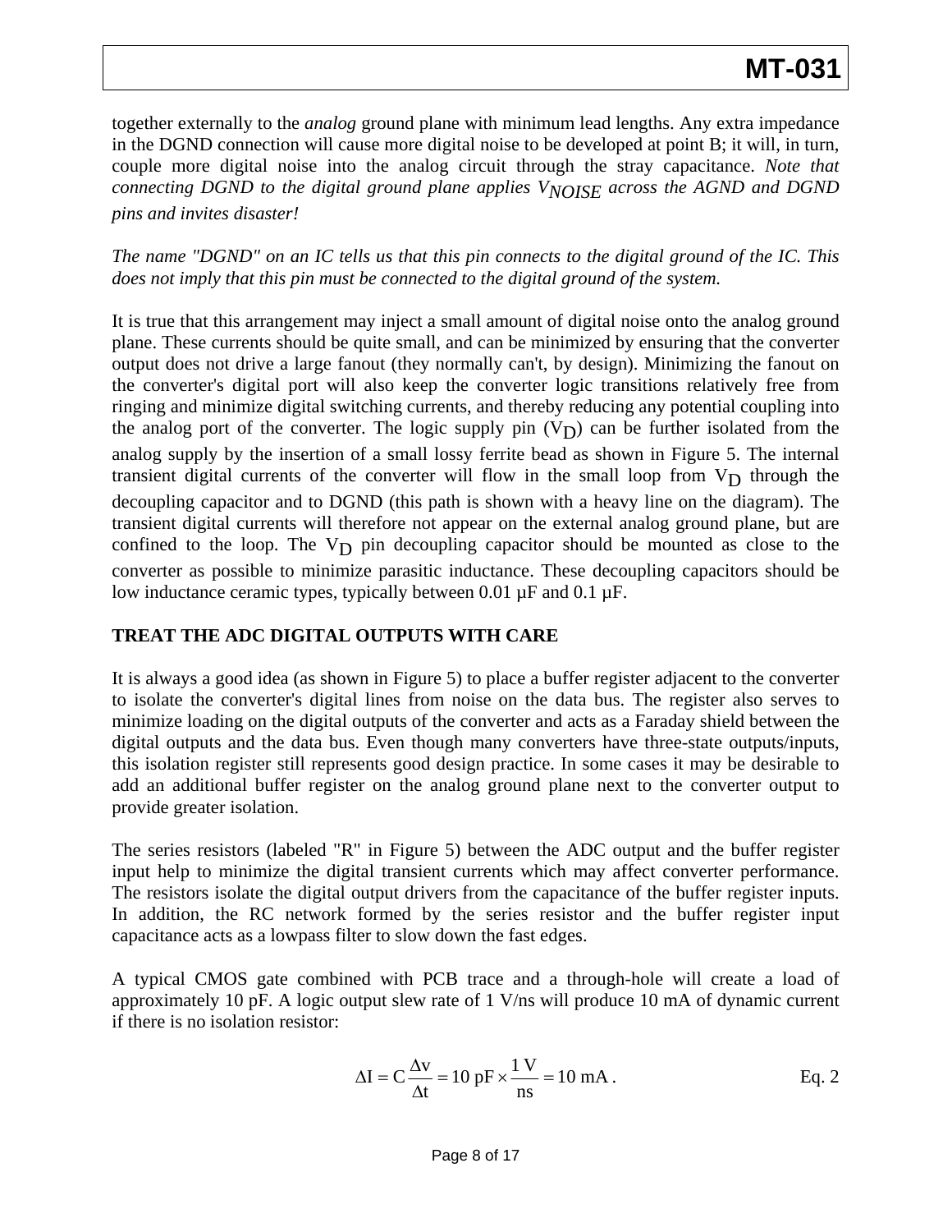together externally to the *analog* ground plane with minimum lead lengths. Any extra impedance in the DGND connection will cause more digital noise to be developed at point B; it will, in turn, couple more digital noise into the analog circuit through the stray capacitance. *Note that connecting DGND to the digital ground plane applies $V_{NOISE}$ across the AGND and DGND pins and invites disaster!*

*The name "DGND" on an IC tells us that this pin connects to the digital ground of the IC. This does not imply that this pin must be connected to the digital ground of the system.*

It is true that this arrangement may inject a small amount of digital noise onto the analog ground plane. These currents should be quite small, and can be minimized by ensuring that the converter output does not drive a large fanout (they normally can't, by design). Minimizing the fanout on the converter's digital port will also keep the converter logic transitions relatively free from ringing and minimize digital switching currents, and thereby reducing any potential coupling into the analog port of the converter. The logic supply pin ($V_D$) can be further isolated from the analog supply by the insertion of a small lossy ferrite bead as shown in Figure 5. The internal transient digital currents of the converter will flow in the small loop from $V_D$ through the decoupling capacitor and to DGND (this path is shown with a heavy line on the diagram). The transient digital currents will therefore not appear on the external analog ground plane, but are confined to the loop. The $V_D$ pin decoupling capacitor should be mounted as close to the converter as possible to minimize parasitic inductance. These decoupling capacitors should be low inductance ceramic types, typically between 0.01 µF and 0.1 µF.

## TREAT THE ADC DIGITAL OUTPUTS WITH CARE

It is always a good idea (as shown in Figure 5) to place a buffer register adjacent to the converter to isolate the converter's digital lines from noise on the data bus. The register also serves to minimize loading on the digital outputs of the converter and acts as a Faraday shield between the digital outputs and the data bus. Even though many converters have three-state outputs/inputs, this isolation register still represents good design practice. In some cases it may be desirable to add an additional buffer register on the analog ground plane next to the converter output to provide greater isolation.

The series resistors (labeled "R" in Figure 5) between the ADC output and the buffer register input help to minimize the digital transient currents which may affect converter performance. The resistors isolate the digital output drivers from the capacitance of the buffer register inputs. In addition, the RC network formed by the series resistor and the buffer register input capacitance acts as a lowpass filter to slow down the fast edges.

A typical CMOS gate combined with PCB trace and a through-hole will create a load of approximately 10 pF. A logic output slew rate of 1 V/ns will produce 10 mA of dynamic current if there is no isolation resistor:

$$\Delta I = C\frac{\Delta v}{\Delta t} = 10\ \text{pF} \times \frac{1\ \text{V}}{\text{ns}} = 10\ \text{mA}. \qquad \text{Eq. 2}$$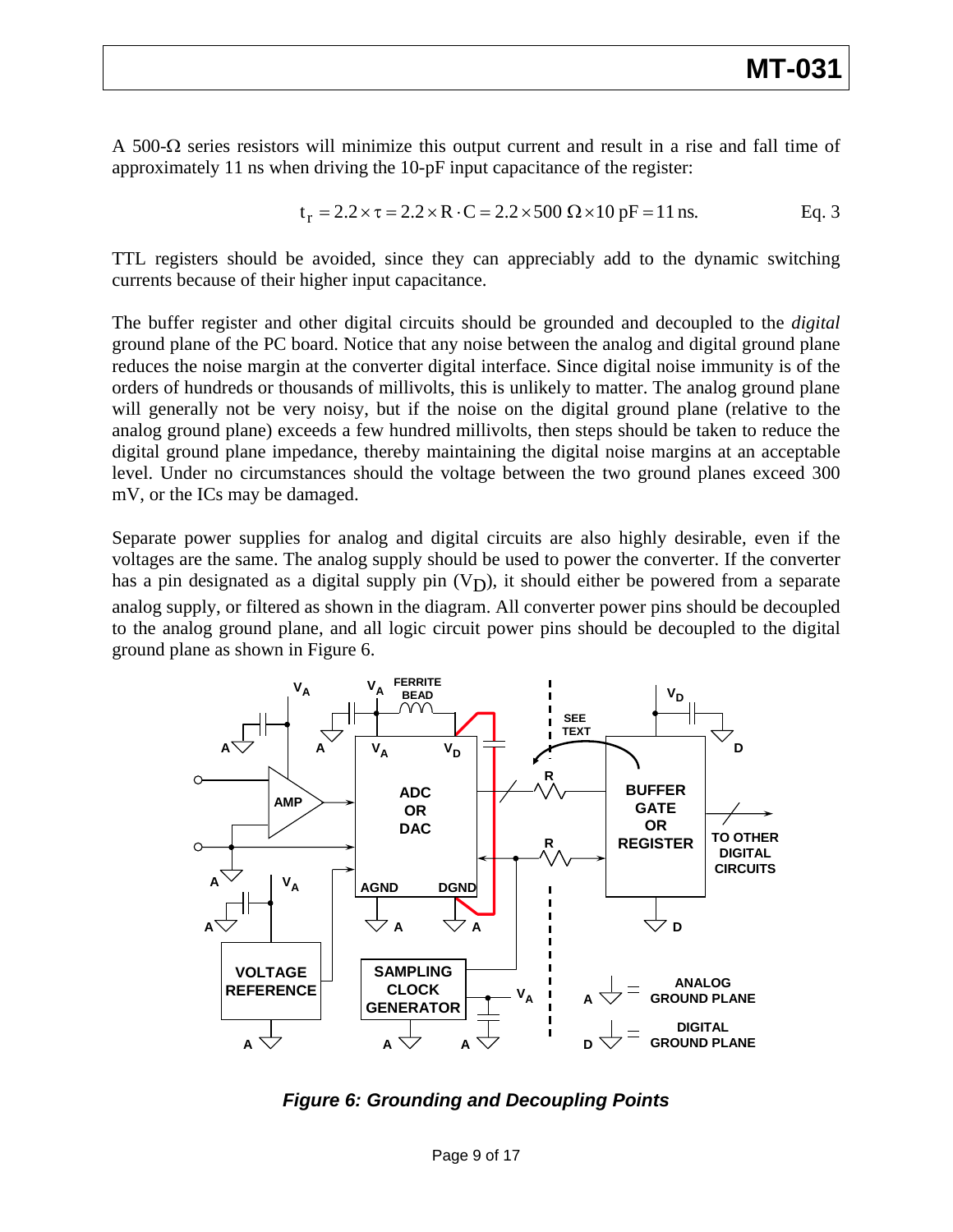A 500-Ω series resistors will minimize this output current and result in a rise and fall time of approximately 11 ns when driving the 10-pF input capacitance of the register:

$$t_r = 2.2 \times \tau = 2.2 \times R \cdot C = 2.2 \times 500\ \Omega \times 10\ \text{pF} = 11\ \text{ns}. \qquad \text{Eq. 3}$$

TTL registers should be avoided, since they can appreciably add to the dynamic switching currents because of their higher input capacitance.

The buffer register and other digital circuits should be grounded and decoupled to the *digital* ground plane of the PC board. Notice that any noise between the analog and digital ground plane reduces the noise margin at the converter digital interface. Since digital noise immunity is of the orders of hundreds or thousands of millivolts, this is unlikely to matter. The analog ground plane will generally not be very noisy, but if the noise on the digital ground plane (relative to the analog ground plane) exceeds a few hundred millivolts, then steps should be taken to reduce the digital ground plane impedance, thereby maintaining the digital noise margins at an acceptable level. Under no circumstances should the voltage between the two ground planes exceed 300 mV, or the ICs may be damaged.

Separate power supplies for analog and digital circuits are also highly desirable, even if the voltages are the same. The analog supply should be used to power the converter. If the converter has a pin designated as a digital supply pin ($V_D$), it should either be powered from a separate analog supply, or filtered as shown in the diagram. All converter power pins should be decoupled to the analog ground plane, and all logic circuit power pins should be decoupled to the digital ground plane as shown in Figure 6.

***Figure 6: Grounding and Decoupling Points***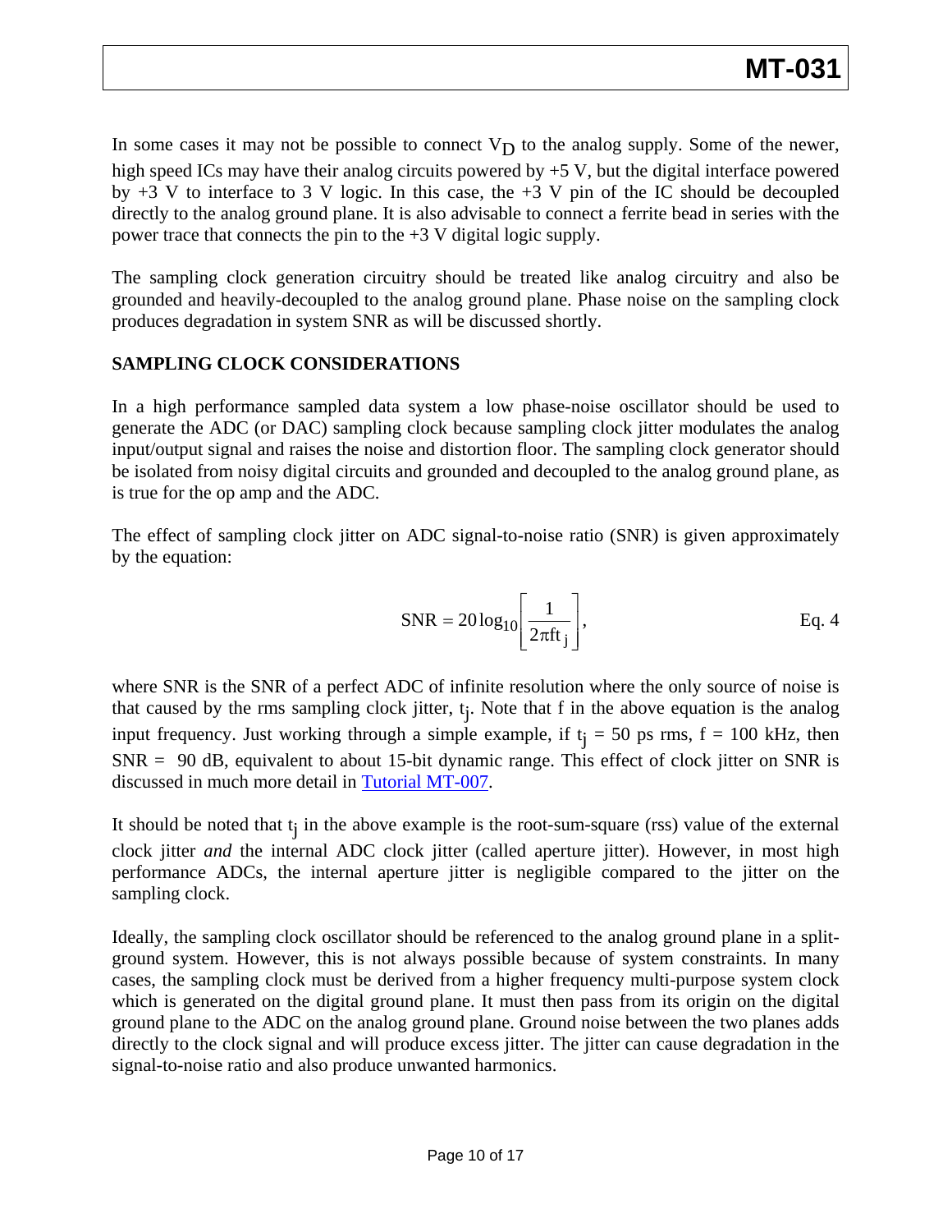In some cases it may not be possible to connect $V_D$ to the analog supply. Some of the newer, high speed ICs may have their analog circuits powered by +5 V, but the digital interface powered by +3 V to interface to 3 V logic. In this case, the +3 V pin of the IC should be decoupled directly to the analog ground plane. It is also advisable to connect a ferrite bead in series with the power trace that connects the pin to the +3 V digital logic supply.

The sampling clock generation circuitry should be treated like analog circuitry and also be grounded and heavily-decoupled to the analog ground plane. Phase noise on the sampling clock produces degradation in system SNR as will be discussed shortly.

## SAMPLING CLOCK CONSIDERATIONS

In a high performance sampled data system a low phase-noise oscillator should be used to generate the ADC (or DAC) sampling clock because sampling clock jitter modulates the analog input/output signal and raises the noise and distortion floor. The sampling clock generator should be isolated from noisy digital circuits and grounded and decoupled to the analog ground plane, as is true for the op amp and the ADC.

The effect of sampling clock jitter on ADC signal-to-noise ratio (SNR) is given approximately by the equation:

$$\mathrm{SNR} = 20\log_{10}\left[\frac{1}{2\pi f t_j}\right], \qquad \text{Eq. 4}$$

where SNR is the SNR of a perfect ADC of infinite resolution where the only source of noise is that caused by the rms sampling clock jitter, $t_j$. Note that f in the above equation is the analog input frequency. Just working through a simple example, if $t_j$ = 50 ps rms, f = 100 kHz, then SNR = 90 dB, equivalent to about 15-bit dynamic range. This effect of clock jitter on SNR is discussed in much more detail in Tutorial MT-007.

It should be noted that $t_j$ in the above example is the root-sum-square (rss) value of the external clock jitter *and* the internal ADC clock jitter (called aperture jitter). However, in most high performance ADCs, the internal aperture jitter is negligible compared to the jitter on the sampling clock.

Ideally, the sampling clock oscillator should be referenced to the analog ground plane in a split-ground system. However, this is not always possible because of system constraints. In many cases, the sampling clock must be derived from a higher frequency multi-purpose system clock which is generated on the digital ground plane. It must then pass from its origin on the digital ground plane to the ADC on the analog ground plane. Ground noise between the two planes adds directly to the clock signal and will produce excess jitter. The jitter can cause degradation in the signal-to-noise ratio and also produce unwanted harmonics.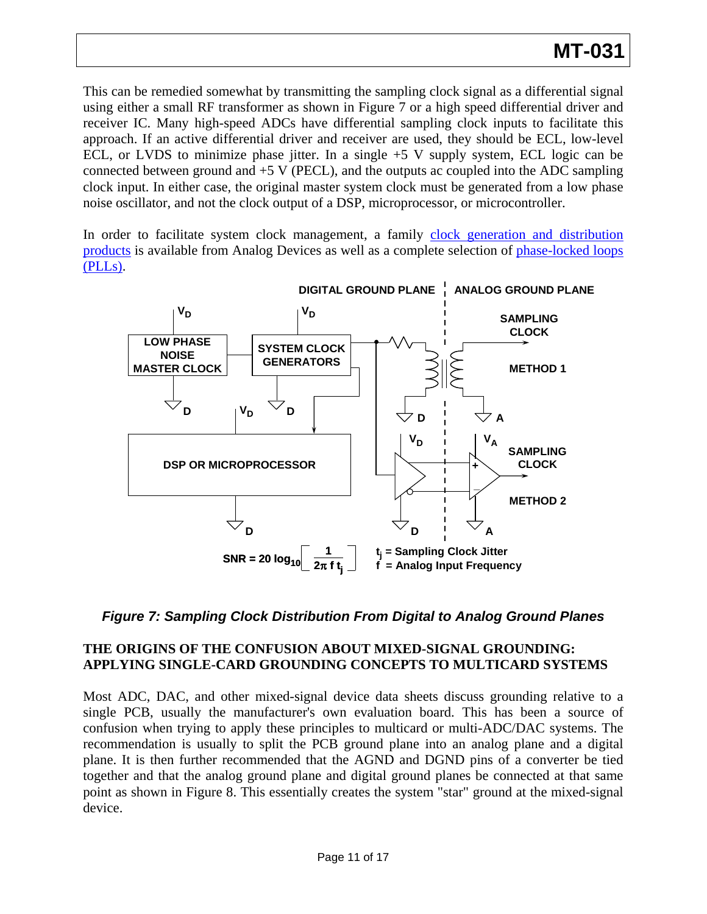This can be remedied somewhat by transmitting the sampling clock signal as a differential signal using either a small RF transformer as shown in Figure 7 or a high speed differential driver and receiver IC. Many high-speed ADCs have differential sampling clock inputs to facilitate this approach. If an active differential driver and receiver are used, they should be ECL, low-level ECL, or LVDS to minimize phase jitter. In a single +5 V supply system, ECL logic can be connected between ground and +5 V (PECL), and the outputs ac coupled into the ADC sampling clock input. In either case, the original master system clock must be generated from a low phase noise oscillator, and not the clock output of a DSP, microprocessor, or microcontroller.

In order to facilitate system clock management, a family clock generation and distribution products is available from Analog Devices as well as a complete selection of phase-locked loops (PLLs).

$$\mathrm{SNR} = 20\log_{10}\left[\frac{1}{2\pi f t_j}\right]$$

$t_j$ = Sampling Clock Jitter
$f$ = Analog Input Frequency

*Figure 7: Sampling Clock Distribution From Digital to Analog Ground Planes*

## THE ORIGINS OF THE CONFUSION ABOUT MIXED-SIGNAL GROUNDING: APPLYING SINGLE-CARD GROUNDING CONCEPTS TO MULTICARD SYSTEMS

Most ADC, DAC, and other mixed-signal device data sheets discuss grounding relative to a single PCB, usually the manufacturer's own evaluation board. This has been a source of confusion when trying to apply these principles to multicard or multi-ADC/DAC systems. The recommendation is usually to split the PCB ground plane into an analog plane and a digital plane. It is then further recommended that the AGND and DGND pins of a converter be tied together and that the analog ground plane and digital ground planes be connected at that same point as shown in Figure 8. This essentially creates the system "star" ground at the mixed-signal device.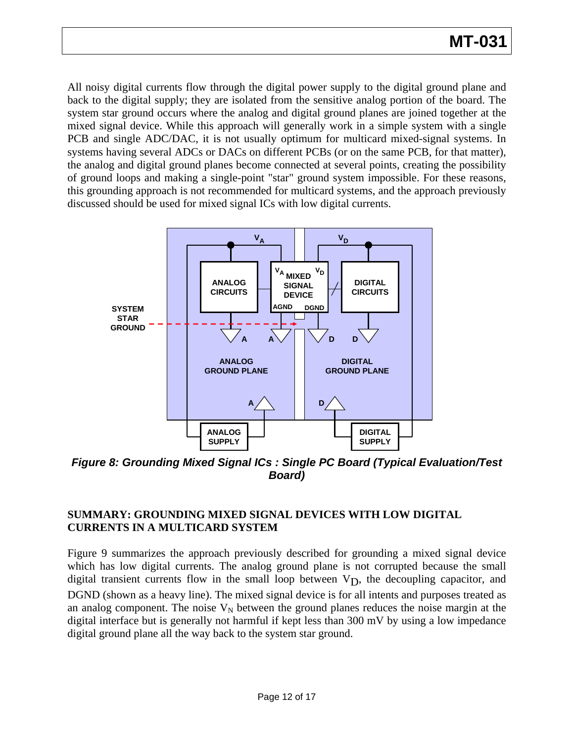All noisy digital currents flow through the digital power supply to the digital ground plane and back to the digital supply; they are isolated from the sensitive analog portion of the board. The system star ground occurs where the analog and digital ground planes are joined together at the mixed signal device. While this approach will generally work in a simple system with a single PCB and single ADC/DAC, it is not usually optimum for multicard mixed-signal systems. In systems having several ADCs or DACs on different PCBs (or on the same PCB, for that matter), the analog and digital ground planes become connected at several points, creating the possibility of ground loops and making a single-point "star" ground system impossible. For these reasons, this grounding approach is not recommended for multicard systems, and the approach previously discussed should be used for mixed signal ICs with low digital currents.

***Figure 8: Grounding Mixed Signal ICs : Single PC Board (Typical Evaluation/Test Board)***

**SUMMARY: GROUNDING MIXED SIGNAL DEVICES WITH LOW DIGITAL CURRENTS IN A MULTICARD SYSTEM**

Figure 9 summarizes the approach previously described for grounding a mixed signal device which has low digital currents. The analog ground plane is not corrupted because the small digital transient currents flow in the small loop between $V_D$, the decoupling capacitor, and DGND (shown as a heavy line). The mixed signal device is for all intents and purposes treated as an analog component. The noise $V_N$ between the ground planes reduces the noise margin at the digital interface but is generally not harmful if kept less than 300 mV by using a low impedance digital ground plane all the way back to the system star ground.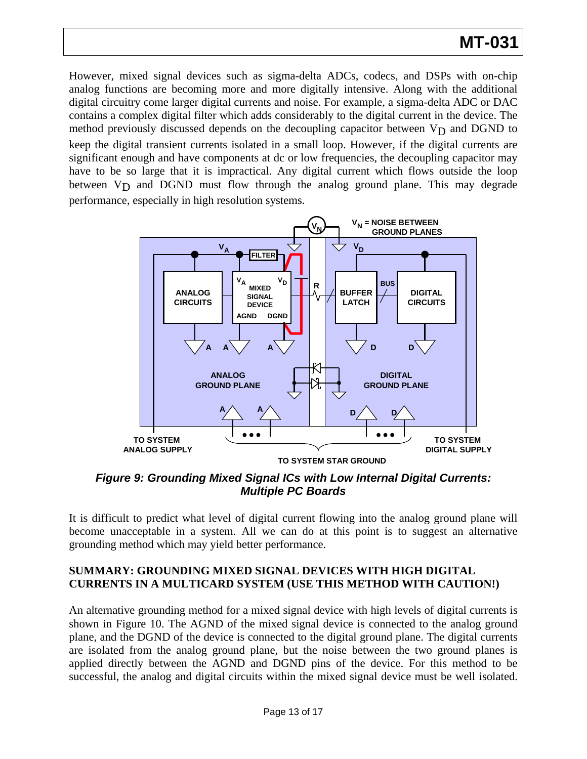However, mixed signal devices such as sigma-delta ADCs, codecs, and DSPs with on-chip analog functions are becoming more and more digitally intensive. Along with the additional digital circuitry come larger digital currents and noise. For example, a sigma-delta ADC or DAC contains a complex digital filter which adds considerably to the digital current in the device. The method previously discussed depends on the decoupling capacitor between $V_D$ and DGND to keep the digital transient currents isolated in a small loop. However, if the digital currents are significant enough and have components at dc or low frequencies, the decoupling capacitor may have to be so large that it is impractical. Any digital current which flows outside the loop between $V_D$ and DGND must flow through the analog ground plane. This may degrade performance, especially in high resolution systems.

***Figure 9: Grounding Mixed Signal ICs with Low Internal Digital Currents: Multiple PC Boards***

It is difficult to predict what level of digital current flowing into the analog ground plane will become unacceptable in a system. All we can do at this point is to suggest an alternative grounding method which may yield better performance.

## SUMMARY: GROUNDING MIXED SIGNAL DEVICES WITH HIGH DIGITAL CURRENTS IN A MULTICARD SYSTEM (USE THIS METHOD WITH CAUTION!)

An alternative grounding method for a mixed signal device with high levels of digital currents is shown in Figure 10. The AGND of the mixed signal device is connected to the analog ground plane, and the DGND of the device is connected to the digital ground plane. The digital currents are isolated from the analog ground plane, but the noise between the two ground planes is applied directly between the AGND and DGND pins of the device. For this method to be successful, the analog and digital circuits within the mixed signal device must be well isolated.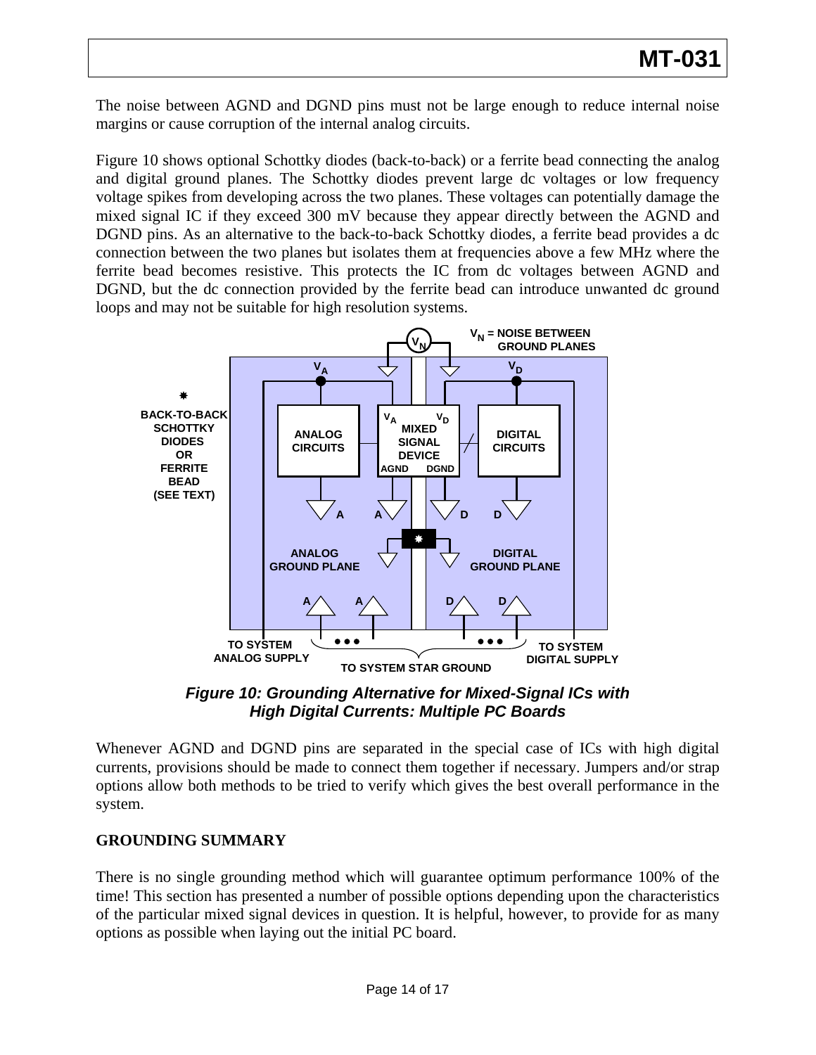The noise between AGND and DGND pins must not be large enough to reduce internal noise margins or cause corruption of the internal analog circuits.

Figure 10 shows optional Schottky diodes (back-to-back) or a ferrite bead connecting the analog and digital ground planes. The Schottky diodes prevent large dc voltages or low frequency voltage spikes from developing across the two planes. These voltages can potentially damage the mixed signal IC if they exceed 300 mV because they appear directly between the AGND and DGND pins. As an alternative to the back-to-back Schottky diodes, a ferrite bead provides a dc connection between the two planes but isolates them at frequencies above a few MHz where the ferrite bead becomes resistive. This protects the IC from dc voltages between AGND and DGND, but the dc connection provided by the ferrite bead can introduce unwanted dc ground loops and may not be suitable for high resolution systems.

*Figure 10: Grounding Alternative for Mixed-Signal ICs with High Digital Currents: Multiple PC Boards*

Whenever AGND and DGND pins are separated in the special case of ICs with high digital currents, provisions should be made to connect them together if necessary. Jumpers and/or strap options allow both methods to be tried to verify which gives the best overall performance in the system.

## GROUNDING SUMMARY

There is no single grounding method which will guarantee optimum performance 100% of the time! This section has presented a number of possible options depending upon the characteristics of the particular mixed signal devices in question. It is helpful, however, to provide for as many options as possible when laying out the initial PC board.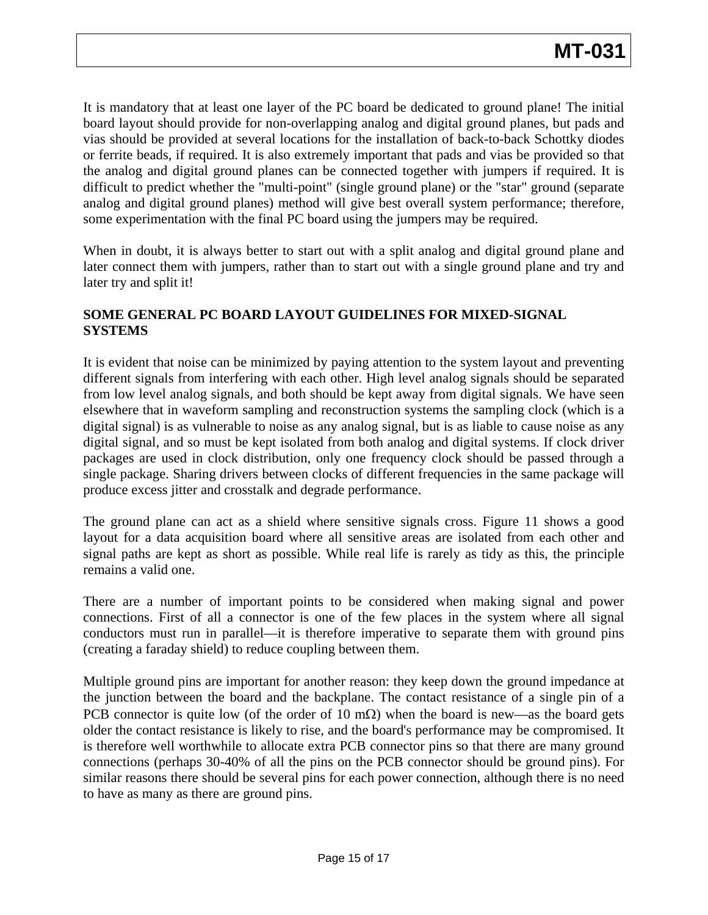It is mandatory that at least one layer of the PC board be dedicated to ground plane! The initial board layout should provide for non-overlapping analog and digital ground planes, but pads and vias should be provided at several locations for the installation of back-to-back Schottky diodes or ferrite beads, if required. It is also extremely important that pads and vias be provided so that the analog and digital ground planes can be connected together with jumpers if required. It is difficult to predict whether the "multi-point" (single ground plane) or the "star" ground (separate analog and digital ground planes) method will give best overall system performance; therefore, some experimentation with the final PC board using the jumpers may be required.

When in doubt, it is always better to start out with a split analog and digital ground plane and later connect them with jumpers, rather than to start out with a single ground plane and try and later try and split it!

**SOME GENERAL PC BOARD LAYOUT GUIDELINES FOR MIXED-SIGNAL SYSTEMS**

It is evident that noise can be minimized by paying attention to the system layout and preventing different signals from interfering with each other. High level analog signals should be separated from low level analog signals, and both should be kept away from digital signals. We have seen elsewhere that in waveform sampling and reconstruction systems the sampling clock (which is a digital signal) is as vulnerable to noise as any analog signal, but is as liable to cause noise as any digital signal, and so must be kept isolated from both analog and digital systems. If clock driver packages are used in clock distribution, only one frequency clock should be passed through a single package. Sharing drivers between clocks of different frequencies in the same package will produce excess jitter and crosstalk and degrade performance.

The ground plane can act as a shield where sensitive signals cross. Figure 11 shows a good layout for a data acquisition board where all sensitive areas are isolated from each other and signal paths are kept as short as possible. While real life is rarely as tidy as this, the principle remains a valid one.

There are a number of important points to be considered when making signal and power connections. First of all a connector is one of the few places in the system where all signal conductors must run in parallel—it is therefore imperative to separate them with ground pins (creating a faraday shield) to reduce coupling between them.

Multiple ground pins are important for another reason: they keep down the ground impedance at the junction between the board and the backplane. The contact resistance of a single pin of a PCB connector is quite low (of the order of 10 mΩ) when the board is new—as the board gets older the contact resistance is likely to rise, and the board's performance may be compromised. It is therefore well worthwhile to allocate extra PCB connector pins so that there are many ground connections (perhaps 30-40% of all the pins on the PCB connector should be ground pins). For similar reasons there should be several pins for each power connection, although there is no need to have as many as there are ground pins.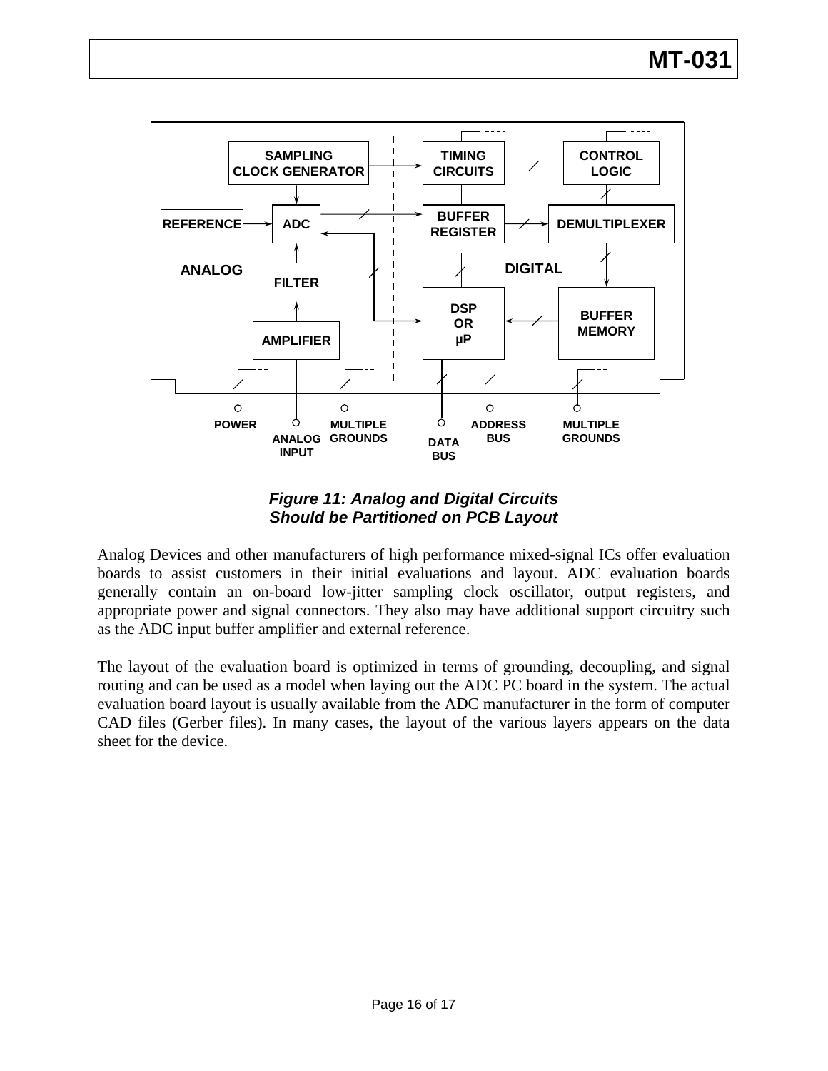*Figure 11: Analog and Digital Circuits Should be Partitioned on PCB Layout*

Analog Devices and other manufacturers of high performance mixed-signal ICs offer evaluation boards to assist customers in their initial evaluations and layout. ADC evaluation boards generally contain an on-board low-jitter sampling clock oscillator, output registers, and appropriate power and signal connectors. They also may have additional support circuitry such as the ADC input buffer amplifier and external reference.

The layout of the evaluation board is optimized in terms of grounding, decoupling, and signal routing and can be used as a model when laying out the ADC PC board in the system. The actual evaluation board layout is usually available from the ADC manufacturer in the form of computer CAD files (Gerber files). In many cases, the layout of the various layers appears on the data sheet for the device.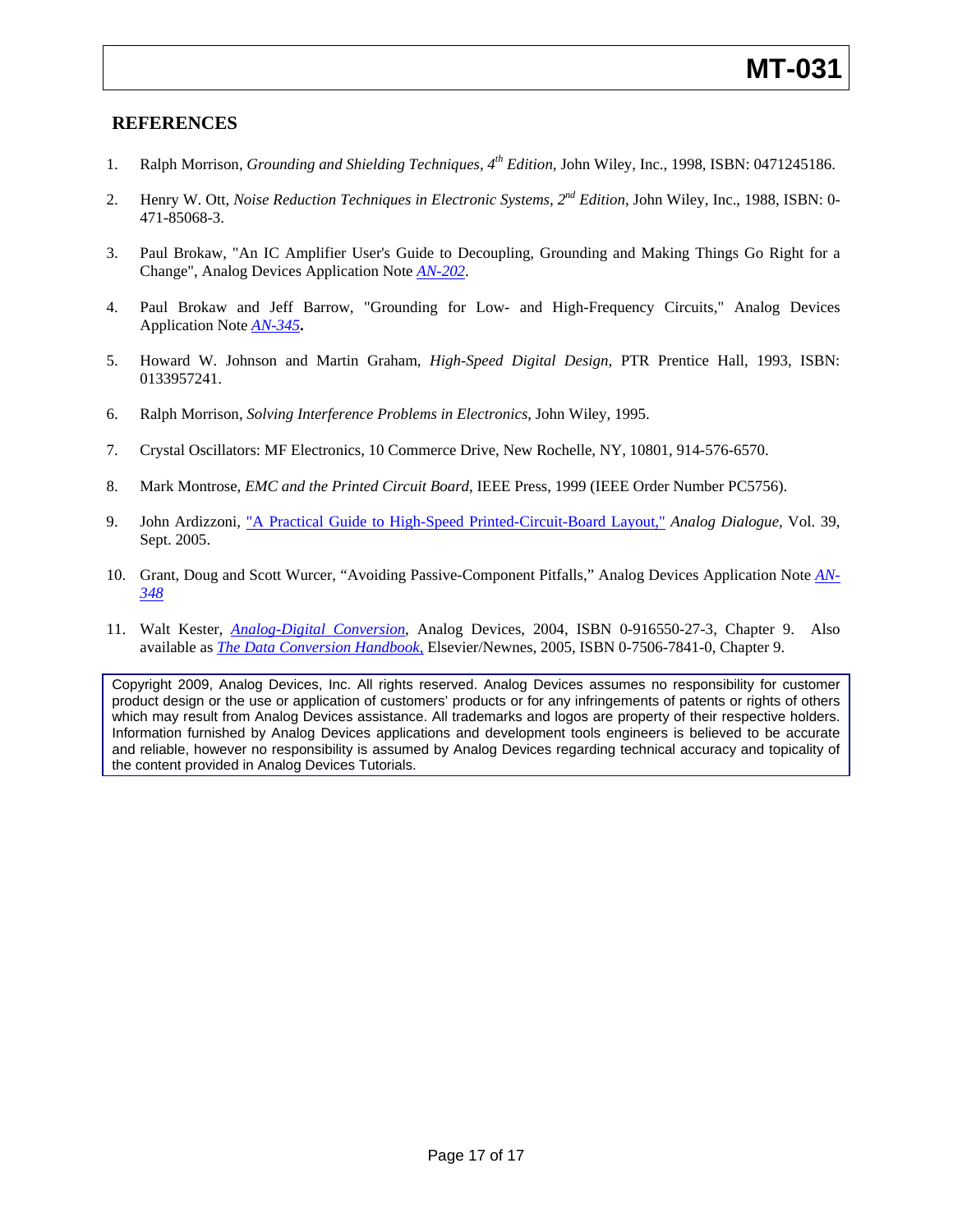## REFERENCES

1. Ralph Morrison, *Grounding and Shielding Techniques, 4th Edition*, John Wiley, Inc., 1998, ISBN: 0471245186.

2. Henry W. Ott, *Noise Reduction Techniques in Electronic Systems, 2nd Edition*, John Wiley, Inc., 1988, ISBN: 0-471-85068-3.

3. Paul Brokaw, "An IC Amplifier User's Guide to Decoupling, Grounding and Making Things Go Right for a Change", Analog Devices Application Note *AN-202*.

4. Paul Brokaw and Jeff Barrow, "Grounding for Low- and High-Frequency Circuits," Analog Devices Application Note ***AN-345*.**

5. Howard W. Johnson and Martin Graham, *High-Speed Digital Design*, PTR Prentice Hall, 1993, ISBN: 0133957241.

6. Ralph Morrison, *Solving Interference Problems in Electronics*, John Wiley, 1995.

7. Crystal Oscillators: MF Electronics, 10 Commerce Drive, New Rochelle, NY, 10801, 914-576-6570.

8. Mark Montrose, *EMC and the Printed Circuit Board*, IEEE Press, 1999 (IEEE Order Number PC5756).

9. John Ardizzoni, "A Practical Guide to High-Speed Printed-Circuit-Board Layout," *Analog Dialogue*, Vol. 39, Sept. 2005.

10. Grant, Doug and Scott Wurcer, "Avoiding Passive-Component Pitfalls," Analog Devices Application Note *AN-348*

11. Walt Kester, *Analog-Digital Conversion*, Analog Devices, 2004, ISBN 0-916550-27-3, Chapter 9. Also available as *The Data Conversion Handbook,* Elsevier/Newnes, 2005, ISBN 0-7506-7841-0, Chapter 9.

Copyright 2009, Analog Devices, Inc. All rights reserved. Analog Devices assumes no responsibility for customer product design or the use or application of customers' products or for any infringements of patents or rights of others which may result from Analog Devices assistance. All trademarks and logos are property of their respective holders. Information furnished by Analog Devices applications and development tools engineers is believed to be accurate and reliable, however no responsibility is assumed by Analog Devices regarding technical accuracy and topicality of the content provided in Analog Devices Tutorials.